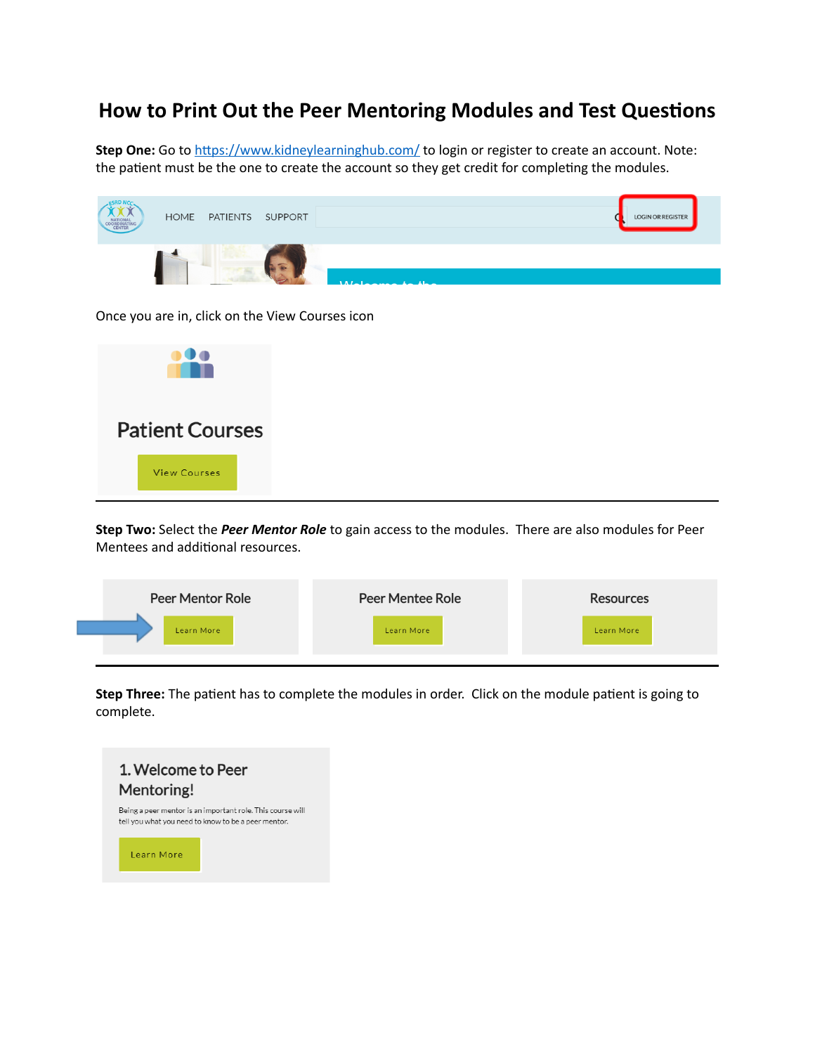# How to Print Out the Peer Mentoring Modules and Test Questions

**Step One:** Go to https://www.kidneylearninghub.com/ to login or register to create an account. Note: the patient must be the one to create the account so they get credit for completing the modules.

Once you are in, click on the View Courses icon

---

**Step Two:** Select the ***Peer Mentor Role*** to gain access to the modules. There are also modules for Peer Mentees and additional resources.

---

**Step Three:** The patient has to complete the modules in order. Click on the module patient is going to complete.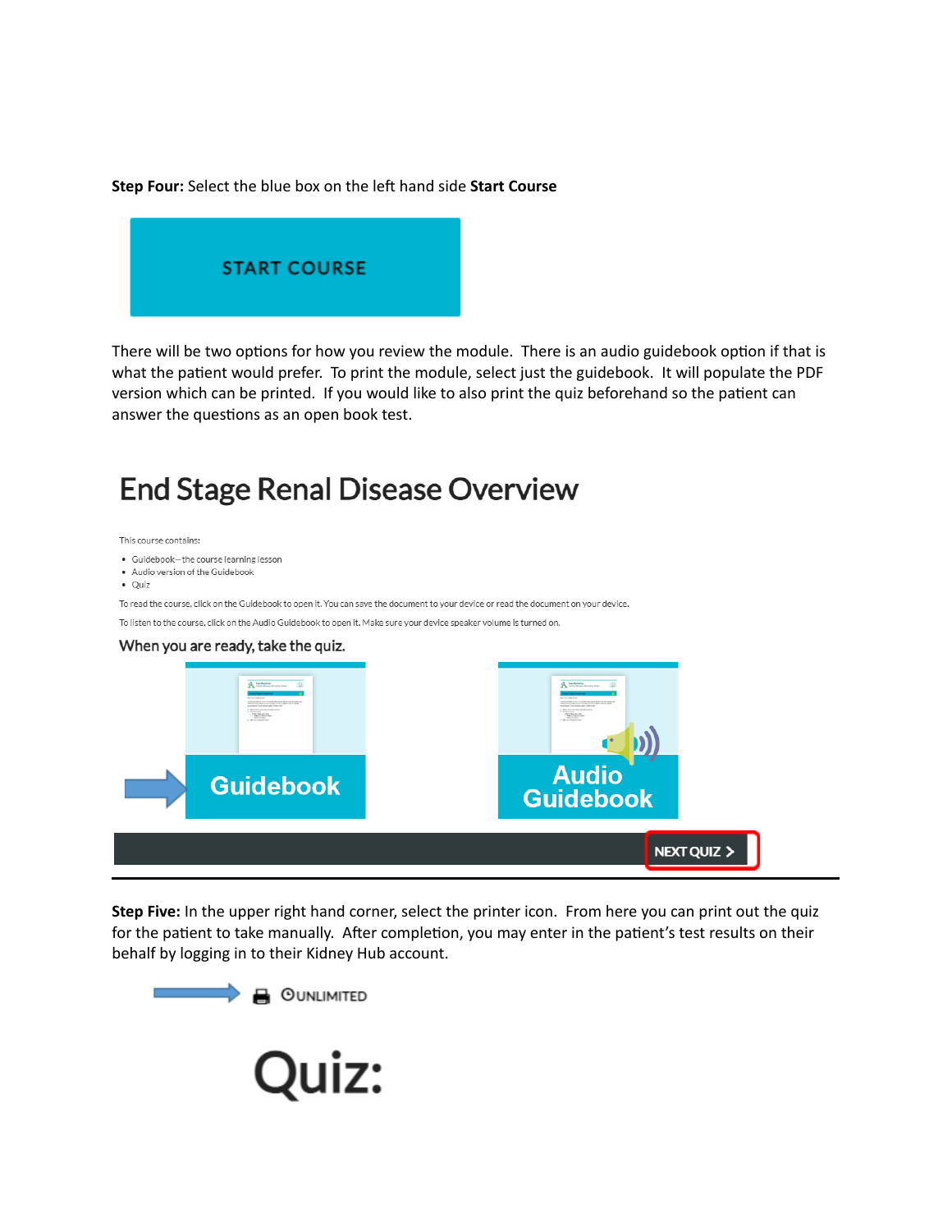**Step Four:** Select the blue box on the left hand side **Start Course**

START COURSE

There will be two options for how you review the module. There is an audio guidebook option if that is what the patient would prefer. To print the module, select just the guidebook. It will populate the PDF version which can be printed. If you would like to also print the quiz beforehand so the patient can answer the questions as an open book test.

# End Stage Renal Disease Overview

This course contains:

- Guidebook—the course learning lesson
- Audio version of the Guidebook
- Quiz

To read the course, click on the Guidebook to open it. You can save the document to your device or read the document on your device.

To listen to the course, click on the Audio Guidebook to open it. Make sure your device speaker volume is turned on.

When you are ready, take the quiz.

Guidebook

Audio Guidebook

NEXT QUIZ >

---

**Step Five:** In the upper right hand corner, select the printer icon. From here you can print out the quiz for the patient to take manually. After completion, you may enter in the patient's test results on their behalf by logging in to their Kidney Hub account.

UNLIMITED

# Quiz: